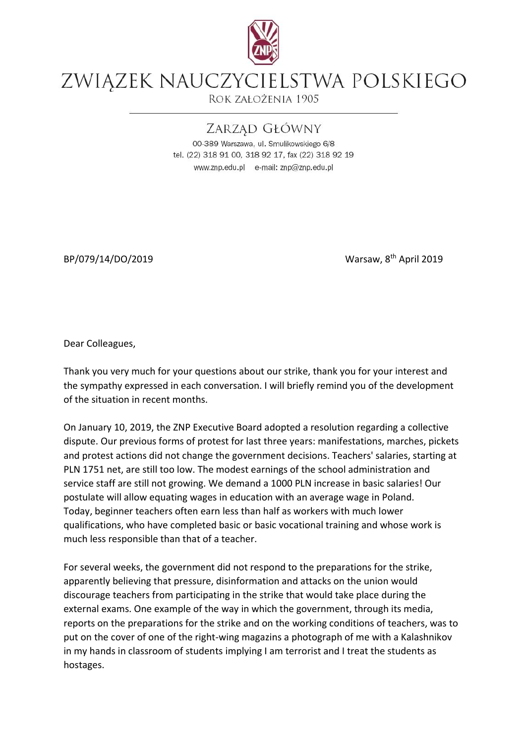# ZWIĄZEK NAUCZYCIELSTWA POLSKIEGO

ROK ZAŁOŻENIA 1905

## ZARZĄD GŁÓWNY

00-389 Warszawa, ul. Smulikowskiego 6/8
tel. (22) 318 91 00, 318 92 17, fax (22) 318 92 19
www.znp.edu.pl e-mail: znp@znp.edu.pl

BP/079/14/DO/2019

Warsaw, 8th April 2019

Dear Colleagues,

Thank you very much for your questions about our strike, thank you for your interest and the sympathy expressed in each conversation. I will briefly remind you of the development of the situation in recent months.

On January 10, 2019, the ZNP Executive Board adopted a resolution regarding a collective dispute. Our previous forms of protest for last three years: manifestations, marches, pickets and protest actions did not change the government decisions. Teachers' salaries, starting at PLN 1751 net, are still too low. The modest earnings of the school administration and service staff are still not growing. We demand a 1000 PLN increase in basic salaries! Our postulate will allow equating wages in education with an average wage in Poland. Today, beginner teachers often earn less than half as workers with much lower qualifications, who have completed basic or basic vocational training and whose work is much less responsible than that of a teacher.

For several weeks, the government did not respond to the preparations for the strike, apparently believing that pressure, disinformation and attacks on the union would discourage teachers from participating in the strike that would take place during the external exams. One example of the way in which the government, through its media, reports on the preparations for the strike and on the working conditions of teachers, was to put on the cover of one of the right-wing magazins a photograph of me with a Kalashnikov in my hands in classroom of students implying I am terrorist and I treat the students as hostages.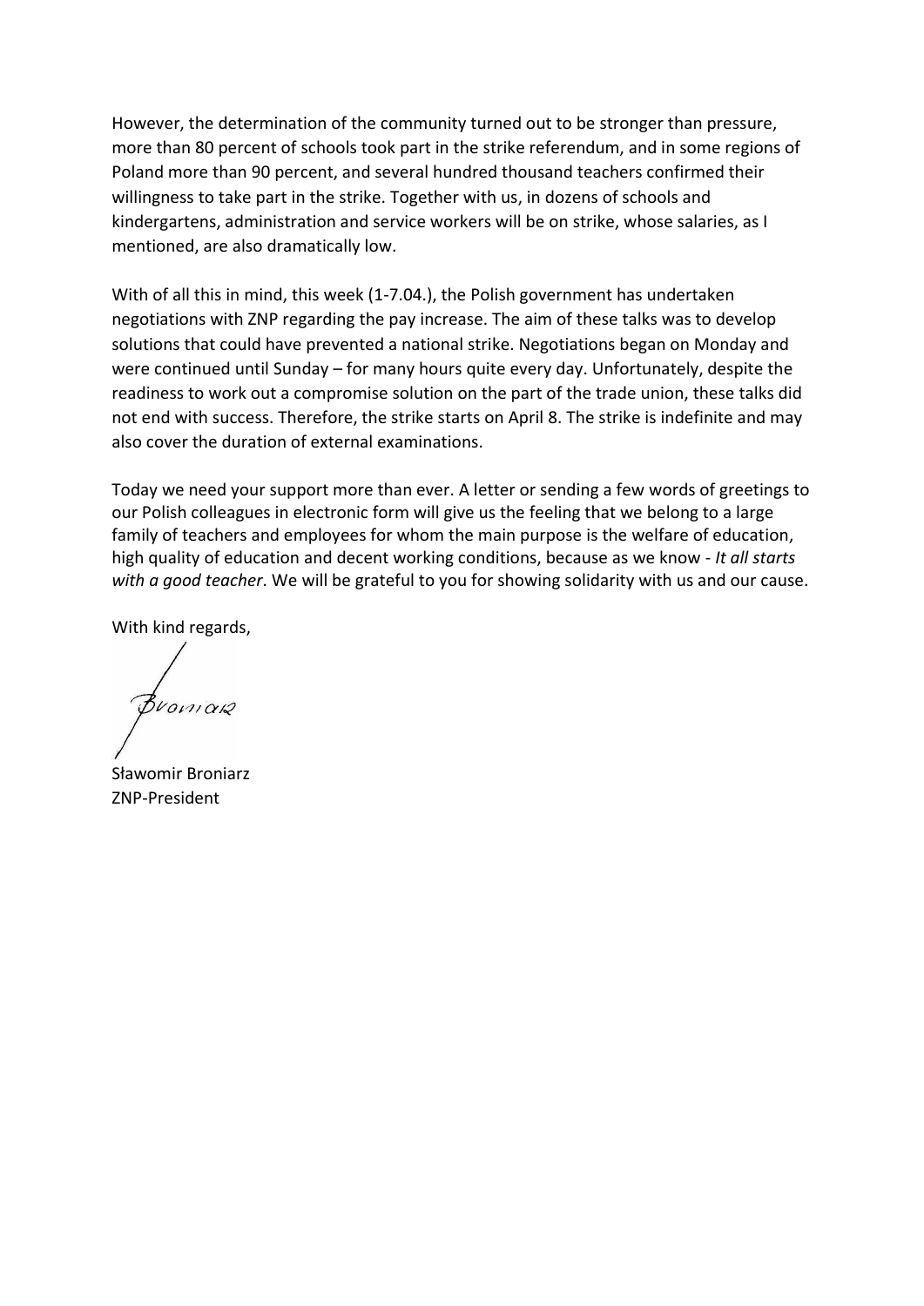However, the determination of the community turned out to be stronger than pressure, more than 80 percent of schools took part in the strike referendum, and in some regions of Poland more than 90 percent, and several hundred thousand teachers confirmed their willingness to take part in the strike. Together with us, in dozens of schools and kindergartens, administration and service workers will be on strike, whose salaries, as I mentioned, are also dramatically low.

With of all this in mind, this week (1-7.04.), the Polish government has undertaken negotiations with ZNP regarding the pay increase. The aim of these talks was to develop solutions that could have prevented a national strike. Negotiations began on Monday and were continued until Sunday – for many hours quite every day. Unfortunately, despite the readiness to work out a compromise solution on the part of the trade union, these talks did not end with success. Therefore, the strike starts on April 8. The strike is indefinite and may also cover the duration of external examinations.

Today we need your support more than ever. A letter or sending a few words of greetings to our Polish colleagues in electronic form will give us the feeling that we belong to a large family of teachers and employees for whom the main purpose is the welfare of education, high quality of education and decent working conditions, because as we know - *It all starts with a good teacher*. We will be grateful to you for showing solidarity with us and our cause.

With kind regards,

Broniarz

Sławomir Broniarz
ZNP-President